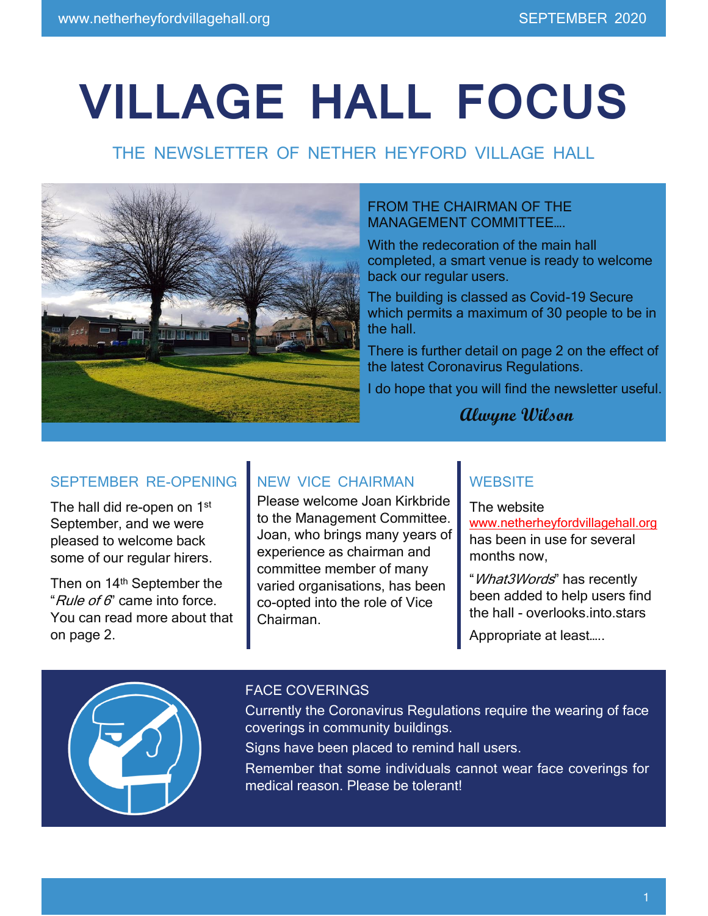# VILLAGE HALL FOCUS

## THE NEWSLETTER OF NETHER HEYFORD VILLAGE HALL

### FROM THE CHAIRMAN OF THE MANAGEMENT COMMITTEE….

With the redecoration of the main hall completed, a smart venue is ready to welcome back our regular users.

The building is classed as Covid-19 Secure which permits a maximum of 30 people to be in the hall.

There is further detail on page 2 on the effect of the latest Coronavirus Regulations.

I do hope that you will find the newsletter useful.

*Alwyne Wilson*

### SEPTEMBER RE-OPENING

The hall did re-open on 1st September, and we were pleased to welcome back some of our regular hirers.

Then on 14th September the "*Rule of 6*" came into force. You can read more about that on page 2.

### NEW VICE CHAIRMAN

Please welcome Joan Kirkbride to the Management Committee. Joan, who brings many years of experience as chairman and committee member of many varied organisations, has been co-opted into the role of Vice Chairman.

### WEBSITE

The website www.netherheyfordvillagehall.org has been in use for several months now,

"*What3Words*" has recently been added to help users find the hall - overlooks.into.stars

Appropriate at least…..

### FACE COVERINGS

Currently the Coronavirus Regulations require the wearing of face coverings in community buildings.

Signs have been placed to remind hall users.

Remember that some individuals cannot wear face coverings for medical reason. Please be tolerant!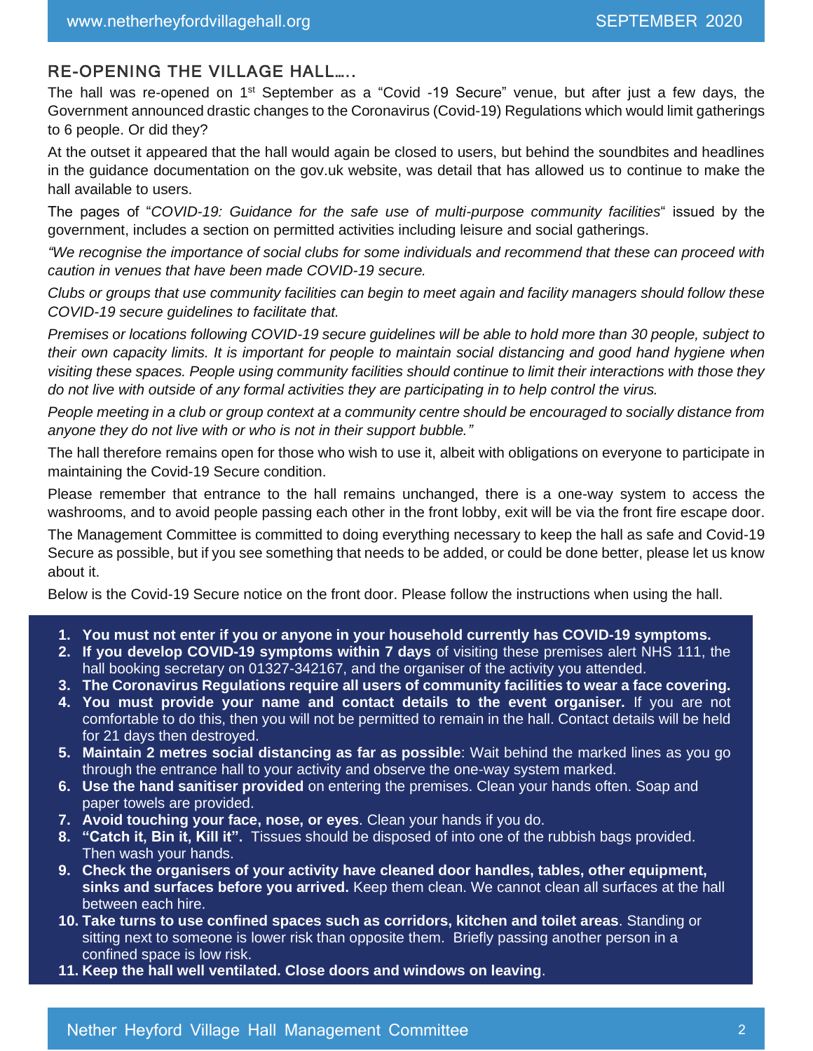## RE-OPENING THE VILLAGE HALL…..

The hall was re-opened on 1st September as a "Covid -19 Secure" venue, but after just a few days, the Government announced drastic changes to the Coronavirus (Covid-19) Regulations which would limit gatherings to 6 people. Or did they?

At the outset it appeared that the hall would again be closed to users, but behind the soundbites and headlines in the guidance documentation on the gov.uk website, was detail that has allowed us to continue to make the hall available to users.

The pages of "*COVID-19: Guidance for the safe use of multi-purpose community facilities*" issued by the government, includes a section on permitted activities including leisure and social gatherings.

*"We recognise the importance of social clubs for some individuals and recommend that these can proceed with caution in venues that have been made COVID-19 secure.*

*Clubs or groups that use community facilities can begin to meet again and facility managers should follow these COVID-19 secure guidelines to facilitate that.*

*Premises or locations following COVID-19 secure guidelines will be able to hold more than 30 people, subject to their own capacity limits. It is important for people to maintain social distancing and good hand hygiene when visiting these spaces. People using community facilities should continue to limit their interactions with those they do not live with outside of any formal activities they are participating in to help control the virus.*

*People meeting in a club or group context at a community centre should be encouraged to socially distance from anyone they do not live with or who is not in their support bubble."*

The hall therefore remains open for those who wish to use it, albeit with obligations on everyone to participate in maintaining the Covid-19 Secure condition.

Please remember that entrance to the hall remains unchanged, there is a one-way system to access the washrooms, and to avoid people passing each other in the front lobby, exit will be via the front fire escape door.

The Management Committee is committed to doing everything necessary to keep the hall as safe and Covid-19 Secure as possible, but if you see something that needs to be added, or could be done better, please let us know about it.

Below is the Covid-19 Secure notice on the front door. Please follow the instructions when using the hall.

1. **You must not enter if you or anyone in your household currently has COVID-19 symptoms.**
2. **If you develop COVID-19 symptoms within 7 days** of visiting these premises alert NHS 111, the hall booking secretary on 01327-342167, and the organiser of the activity you attended.
3. **The Coronavirus Regulations require all users of community facilities to wear a face covering.**
4. **You must provide your name and contact details to the event organiser.** If you are not comfortable to do this, then you will not be permitted to remain in the hall. Contact details will be held for 21 days then destroyed.
5. **Maintain 2 metres social distancing as far as possible**: Wait behind the marked lines as you go through the entrance hall to your activity and observe the one-way system marked.
6. **Use the hand sanitiser provided** on entering the premises. Clean your hands often. Soap and paper towels are provided.
7. **Avoid touching your face, nose, or eyes**. Clean your hands if you do.
8. **"Catch it, Bin it, Kill it".** Tissues should be disposed of into one of the rubbish bags provided. Then wash your hands.
9. **Check the organisers of your activity have cleaned door handles, tables, other equipment, sinks and surfaces before you arrived.** Keep them clean. We cannot clean all surfaces at the hall between each hire.
10. **Take turns to use confined spaces such as corridors, kitchen and toilet areas**. Standing or sitting next to someone is lower risk than opposite them. Briefly passing another person in a confined space is low risk.
11. **Keep the hall well ventilated. Close doors and windows on leaving**.